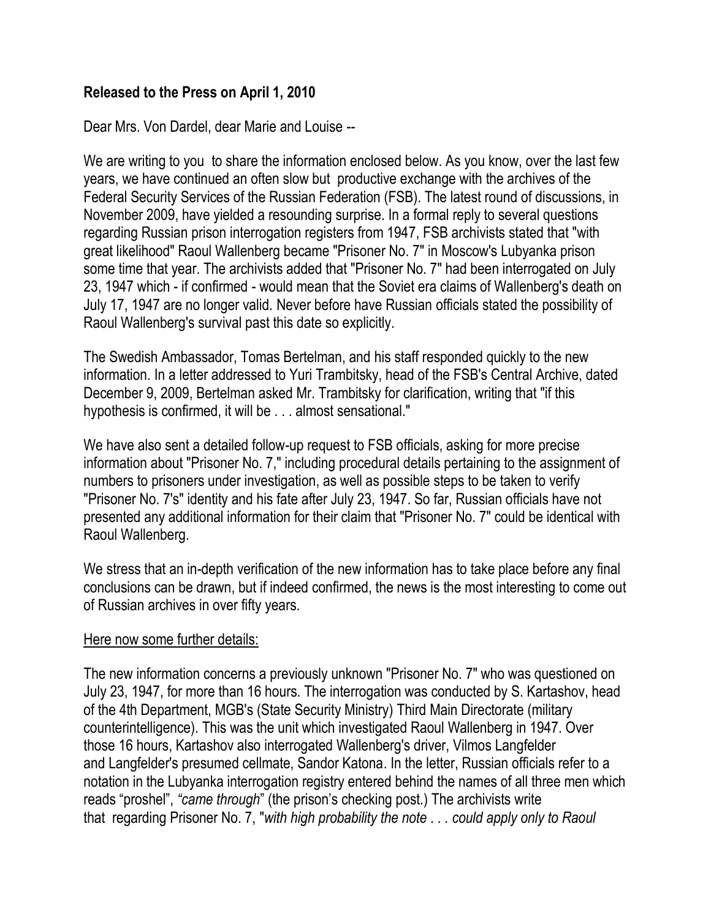**Released to the Press on April 1, 2010**

Dear Mrs. Von Dardel, dear Marie and Louise --

We are writing to you to share the information enclosed below. As you know, over the last few years, we have continued an often slow but productive exchange with the archives of the Federal Security Services of the Russian Federation (FSB). The latest round of discussions, in November 2009, have yielded a resounding surprise. In a formal reply to several questions regarding Russian prison interrogation registers from 1947, FSB archivists stated that "with great likelihood" Raoul Wallenberg became "Prisoner No. 7" in Moscow's Lubyanka prison some time that year. The archivists added that "Prisoner No. 7" had been interrogated on July 23, 1947 which - if confirmed - would mean that the Soviet era claims of Wallenberg's death on July 17, 1947 are no longer valid. Never before have Russian officials stated the possibility of Raoul Wallenberg's survival past this date so explicitly.

The Swedish Ambassador, Tomas Bertelman, and his staff responded quickly to the new information. In a letter addressed to Yuri Trambitsky, head of the FSB's Central Archive, dated December 9, 2009, Bertelman asked Mr. Trambitsky for clarification, writing that "if this hypothesis is confirmed, it will be . . . almost sensational."

We have also sent a detailed follow-up request to FSB officials, asking for more precise information about "Prisoner No. 7," including procedural details pertaining to the assignment of numbers to prisoners under investigation, as well as possible steps to be taken to verify "Prisoner No. 7's" identity and his fate after July 23, 1947. So far, Russian officials have not presented any additional information for their claim that "Prisoner No. 7" could be identical with Raoul Wallenberg.

We stress that an in-depth verification of the new information has to take place before any final conclusions can be drawn, but if indeed confirmed, the news is the most interesting to come out of Russian archives in over fifty years.

<u>Here now some further details:</u>

The new information concerns a previously unknown "Prisoner No. 7" who was questioned on July 23, 1947, for more than 16 hours. The interrogation was conducted by S. Kartashov, head of the 4th Department, MGB's (State Security Ministry) Third Main Directorate (military counterintelligence). This was the unit which investigated Raoul Wallenberg in 1947. Over those 16 hours, Kartashov also interrogated Wallenberg's driver, Vilmos Langfelder and Langfelder's presumed cellmate, Sandor Katona. In the letter, Russian officials refer to a notation in the Lubyanka interrogation registry entered behind the names of all three men which reads "proshel", *"came through"* (the prison's checking post.) The archivists write that regarding Prisoner No. 7, "*with high probability the note . . . could apply only to Raoul*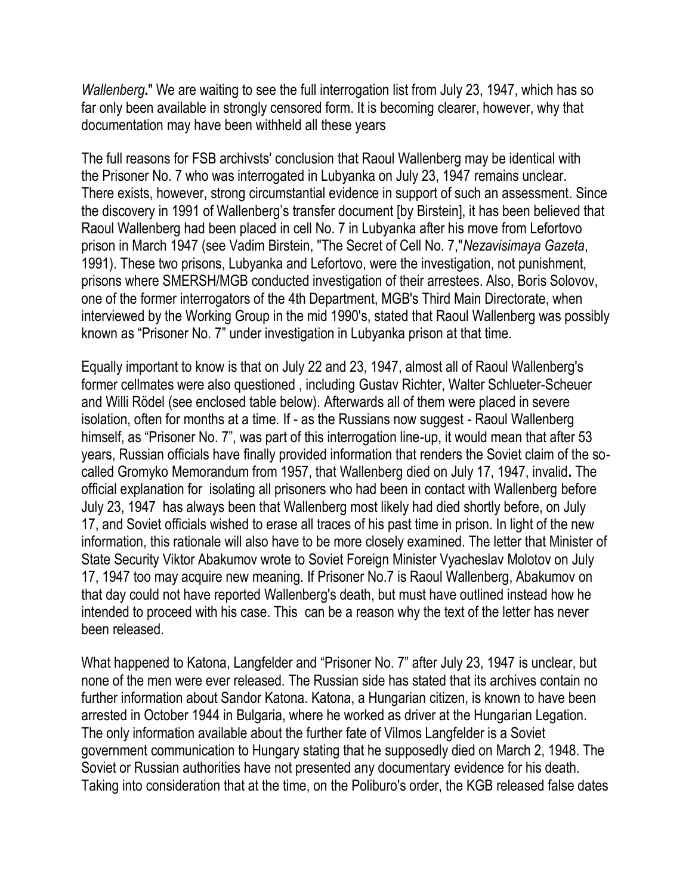*Wallenberg***.**" We are waiting to see the full interrogation list from July 23, 1947, which has so far only been available in strongly censored form. It is becoming clearer, however, why that documentation may have been withheld all these years

The full reasons for FSB archivsts' conclusion that Raoul Wallenberg may be identical with the Prisoner No. 7 who was interrogated in Lubyanka on July 23, 1947 remains unclear. There exists, however, strong circumstantial evidence in support of such an assessment. Since the discovery in 1991 of Wallenberg's transfer document [by Birstein], it has been believed that Raoul Wallenberg had been placed in cell No. 7 in Lubyanka after his move from Lefortovo prison in March 1947 (see Vadim Birstein, "The Secret of Cell No. 7,"*Nezavisimaya Gazeta*, 1991). These two prisons, Lubyanka and Lefortovo, were the investigation, not punishment, prisons where SMERSH/MGB conducted investigation of their arrestees. Also, Boris Solovov, one of the former interrogators of the 4th Department, MGB's Third Main Directorate, when interviewed by the Working Group in the mid 1990's, stated that Raoul Wallenberg was possibly known as "Prisoner No. 7" under investigation in Lubyanka prison at that time.

Equally important to know is that on July 22 and 23, 1947, almost all of Raoul Wallenberg's former cellmates were also questioned , including Gustav Richter, Walter Schlueter-Scheuer and Willi Rödel (see enclosed table below). Afterwards all of them were placed in severe isolation, often for months at a time. If - as the Russians now suggest - Raoul Wallenberg himself, as "Prisoner No. 7", was part of this interrogation line-up, it would mean that after 53 years, Russian officials have finally provided information that renders the Soviet claim of the so-called Gromyko Memorandum from 1957, that Wallenberg died on July 17, 1947, invalid**.** The official explanation for isolating all prisoners who had been in contact with Wallenberg before July 23, 1947 has always been that Wallenberg most likely had died shortly before, on July 17, and Soviet officials wished to erase all traces of his past time in prison. In light of the new information, this rationale will also have to be more closely examined. The letter that Minister of State Security Viktor Abakumov wrote to Soviet Foreign Minister Vyacheslav Molotov on July 17, 1947 too may acquire new meaning. If Prisoner No.7 is Raoul Wallenberg, Abakumov on that day could not have reported Wallenberg's death, but must have outlined instead how he intended to proceed with his case. This can be a reason why the text of the letter has never been released.

What happened to Katona, Langfelder and "Prisoner No. 7" after July 23, 1947 is unclear, but none of the men were ever released. The Russian side has stated that its archives contain no further information about Sandor Katona. Katona, a Hungarian citizen, is known to have been arrested in October 1944 in Bulgaria, where he worked as driver at the Hungarian Legation. The only information available about the further fate of Vilmos Langfelder is a Soviet government communication to Hungary stating that he supposedly died on March 2, 1948. The Soviet or Russian authorities have not presented any documentary evidence for his death. Taking into consideration that at the time, on the Poliburo's order, the KGB released false dates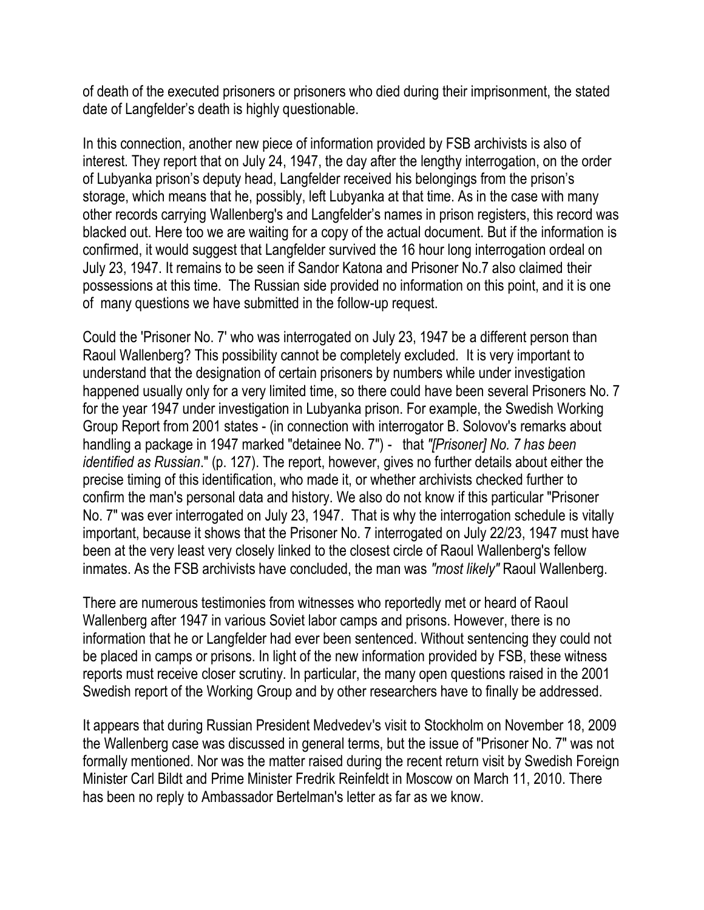of death of the executed prisoners or prisoners who died during their imprisonment, the stated date of Langfelder's death is highly questionable.

In this connection, another new piece of information provided by FSB archivists is also of interest. They report that on July 24, 1947, the day after the lengthy interrogation, on the order of Lubyanka prison's deputy head, Langfelder received his belongings from the prison's storage, which means that he, possibly, left Lubyanka at that time. As in the case with many other records carrying Wallenberg's and Langfelder's names in prison registers, this record was blacked out. Here too we are waiting for a copy of the actual document. But if the information is confirmed, it would suggest that Langfelder survived the 16 hour long interrogation ordeal on July 23, 1947. It remains to be seen if Sandor Katona and Prisoner No.7 also claimed their possessions at this time. The Russian side provided no information on this point, and it is one of many questions we have submitted in the follow-up request.

Could the 'Prisoner No. 7' who was interrogated on July 23, 1947 be a different person than Raoul Wallenberg? This possibility cannot be completely excluded. It is very important to understand that the designation of certain prisoners by numbers while under investigation happened usually only for a very limited time, so there could have been several Prisoners No. 7 for the year 1947 under investigation in Lubyanka prison. For example, the Swedish Working Group Report from 2001 states - (in connection with interrogator B. Solovov's remarks about handling a package in 1947 marked "detainee No. 7") - that *"[Prisoner] No. 7 has been identified as Russian*." (p. 127). The report, however, gives no further details about either the precise timing of this identification, who made it, or whether archivists checked further to confirm the man's personal data and history. We also do not know if this particular "Prisoner No. 7" was ever interrogated on July 23, 1947. That is why the interrogation schedule is vitally important, because it shows that the Prisoner No. 7 interrogated on July 22/23, 1947 must have been at the very least very closely linked to the closest circle of Raoul Wallenberg's fellow inmates. As the FSB archivists have concluded, the man was *"most likely"* Raoul Wallenberg.

There are numerous testimonies from witnesses who reportedly met or heard of Raoul Wallenberg after 1947 in various Soviet labor camps and prisons. However, there is no information that he or Langfelder had ever been sentenced. Without sentencing they could not be placed in camps or prisons. In light of the new information provided by FSB, these witness reports must receive closer scrutiny. In particular, the many open questions raised in the 2001 Swedish report of the Working Group and by other researchers have to finally be addressed.

It appears that during Russian President Medvedev's visit to Stockholm on November 18, 2009 the Wallenberg case was discussed in general terms, but the issue of "Prisoner No. 7" was not formally mentioned. Nor was the matter raised during the recent return visit by Swedish Foreign Minister Carl Bildt and Prime Minister Fredrik Reinfeldt in Moscow on March 11, 2010. There has been no reply to Ambassador Bertelman's letter as far as we know.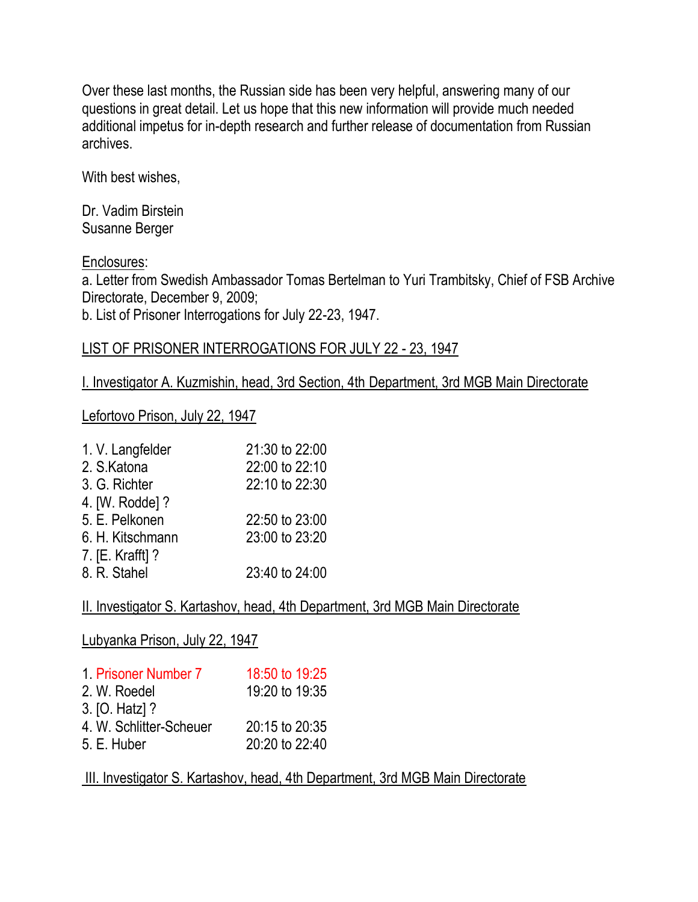Over these last months, the Russian side has been very helpful, answering many of our questions in great detail. Let us hope that this new information will provide much needed additional impetus for in-depth research and further release of documentation from Russian archives.

With best wishes,

Dr. Vadim Birstein
Susanne Berger

Enclosures:
a. Letter from Swedish Ambassador Tomas Bertelman to Yuri Trambitsky, Chief of FSB Archive Directorate, December 9, 2009;
b. List of Prisoner Interrogations for July 22-23, 1947.

LIST OF PRISONER INTERROGATIONS FOR JULY 22 - 23, 1947

I. Investigator A. Kuzmishin, head, 3rd Section, 4th Department, 3rd MGB Main Directorate

Lefortovo Prison, July 22, 1947

| | |
|---|---|
| 1. V. Langfelder | 21:30 to 22:00 |
| 2. S.Katona | 22:00 to 22:10 |
| 3. G. Richter | 22:10 to 22:30 |
| 4. [W. Rodde] ? | |
| 5. E. Pelkonen | 22:50 to 23:00 |
| 6. H. Kitschmann | 23:00 to 23:20 |
| 7. [E. Krafft] ? | |
| 8. R. Stahel | 23:40 to 24:00 |

II. Investigator S. Kartashov, head, 4th Department, 3rd MGB Main Directorate

Lubyanka Prison, July 22, 1947

| | |
|---|---|
| 1. Prisoner Number 7 | 18:50 to 19:25 |
| 2. W. Roedel | 19:20 to 19:35 |
| 3. [O. Hatz] ? | |
| 4. W. Schlitter-Scheuer | 20:15 to 20:35 |
| 5. E. Huber | 20:20 to 22:40 |

III. Investigator S. Kartashov, head, 4th Department, 3rd MGB Main Directorate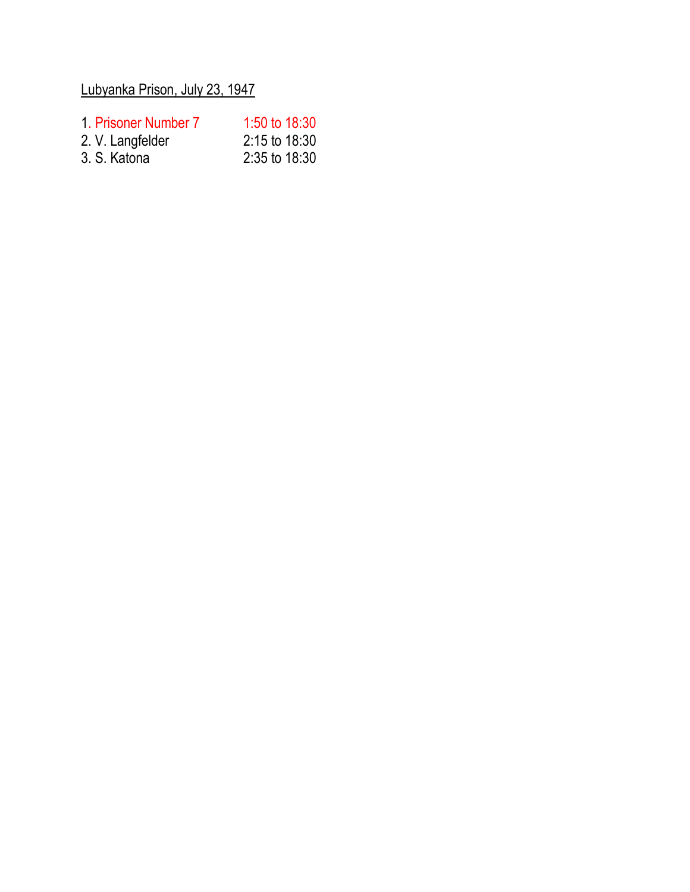Lubyanka Prison, July 23, 1947

| | |
|---|---|
| 1. Prisoner Number 7 | 1:50 to 18:30 |
| 2. V. Langfelder | 2:15 to 18:30 |
| 3. S. Katona | 2:35 to 18:30 |